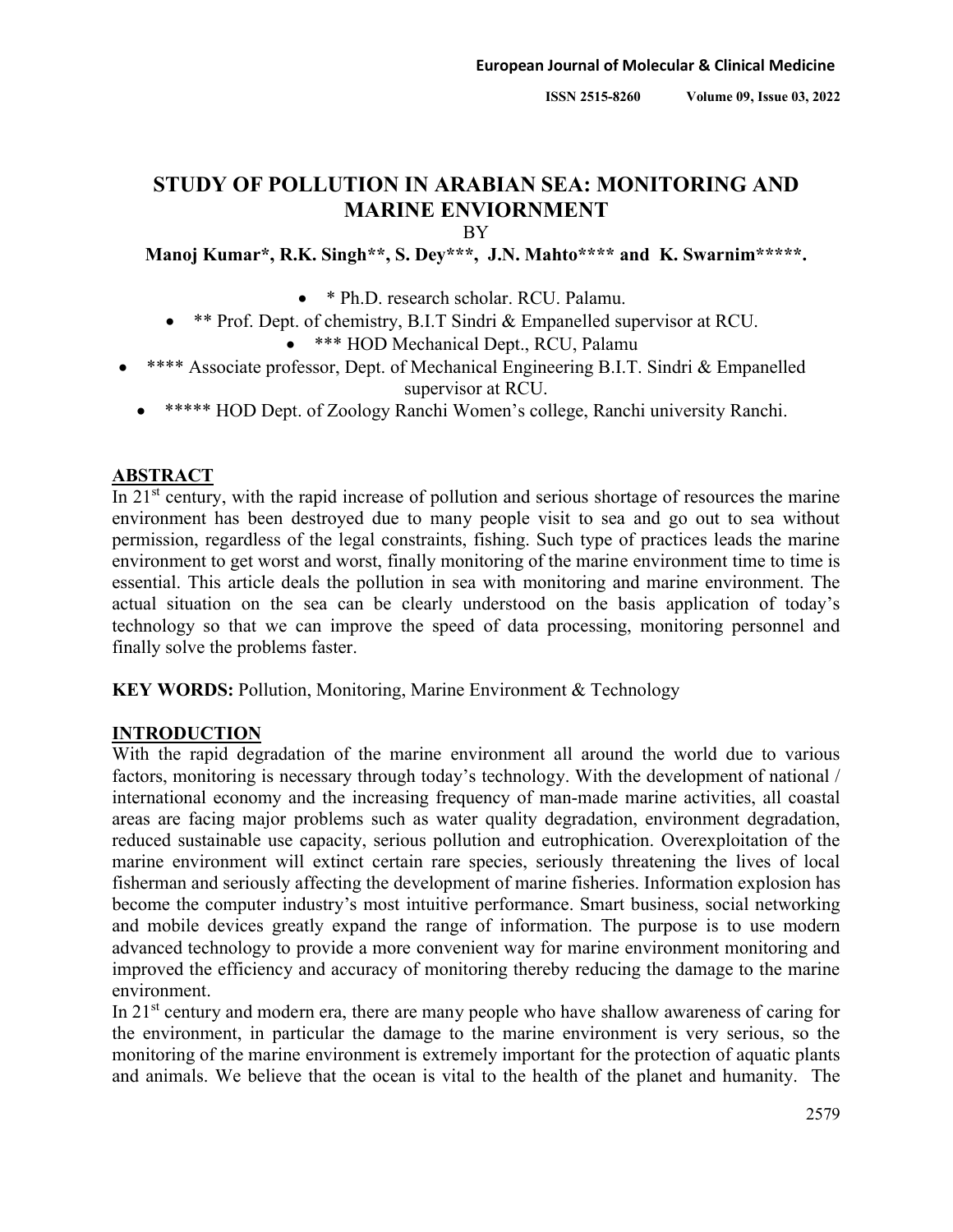# STUDY OF POLLUTION IN ARABIAN SEA: MONITORING AND MARINE ENVIORNMENT

BY

**Manoj Kumar*, R.K. Singh**, S. Dey***, J.N. Mahto**** and K. Swarnim*****.**

- * Ph.D. research scholar. RCU. Palamu.
- ** Prof. Dept. of chemistry, B.I.T Sindri & Empanelled supervisor at RCU.
- *** HOD Mechanical Dept., RCU, Palamu
- **** Associate professor, Dept. of Mechanical Engineering B.I.T. Sindri & Empanelled supervisor at RCU.
- ***** HOD Dept. of Zoology Ranchi Women's college, Ranchi university Ranchi.

## ABSTRACT

In 21st century, with the rapid increase of pollution and serious shortage of resources the marine environment has been destroyed due to many people visit to sea and go out to sea without permission, regardless of the legal constraints, fishing. Such type of practices leads the marine environment to get worst and worst, finally monitoring of the marine environment time to time is essential. This article deals the pollution in sea with monitoring and marine environment. The actual situation on the sea can be clearly understood on the basis application of today's technology so that we can improve the speed of data processing, monitoring personnel and finally solve the problems faster.

**KEY WORDS:** Pollution, Monitoring, Marine Environment & Technology

## INTRODUCTION

With the rapid degradation of the marine environment all around the world due to various factors, monitoring is necessary through today's technology. With the development of national / international economy and the increasing frequency of man-made marine activities, all coastal areas are facing major problems such as water quality degradation, environment degradation, reduced sustainable use capacity, serious pollution and eutrophication. Overexploitation of the marine environment will extinct certain rare species, seriously threatening the lives of local fisherman and seriously affecting the development of marine fisheries. Information explosion has become the computer industry's most intuitive performance. Smart business, social networking and mobile devices greatly expand the range of information. The purpose is to use modern advanced technology to provide a more convenient way for marine environment monitoring and improved the efficiency and accuracy of monitoring thereby reducing the damage to the marine environment.

In 21st century and modern era, there are many people who have shallow awareness of caring for the environment, in particular the damage to the marine environment is very serious, so the monitoring of the marine environment is extremely important for the protection of aquatic plants and animals. We believe that the ocean is vital to the health of the planet and humanity. The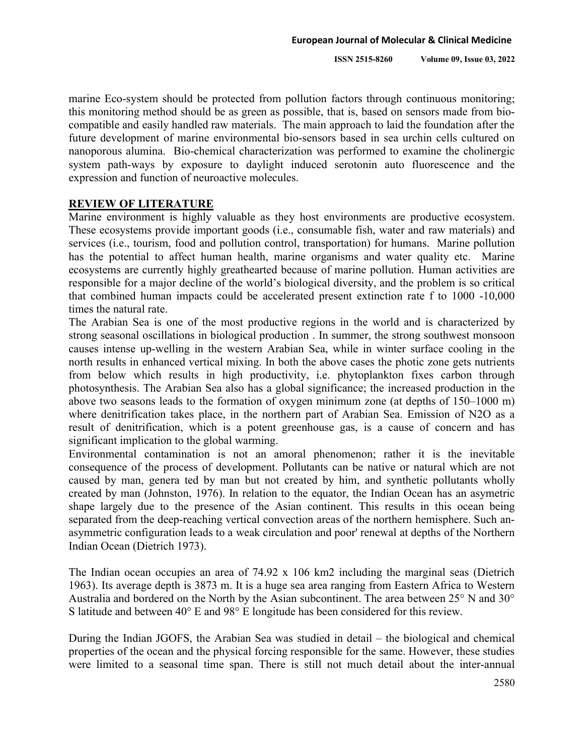marine Eco-system should be protected from pollution factors through continuous monitoring; this monitoring method should be as green as possible, that is, based on sensors made from bio-compatible and easily handled raw materials. The main approach to laid the foundation after the future development of marine environmental bio-sensors based in sea urchin cells cultured on nanoporous alumina. Bio-chemical characterization was performed to examine the cholinergic system path-ways by exposure to daylight induced serotonin auto fluorescence and the expression and function of neuroactive molecules.

## REVIEW OF LITERATURE

Marine environment is highly valuable as they host environments are productive ecosystem. These ecosystems provide important goods (i.e., consumable fish, water and raw materials) and services (i.e., tourism, food and pollution control, transportation) for humans. Marine pollution has the potential to affect human health, marine organisms and water quality etc. Marine ecosystems are currently highly greathearted because of marine pollution. Human activities are responsible for a major decline of the world's biological diversity, and the problem is so critical that combined human impacts could be accelerated present extinction rate f to 1000 -10,000 times the natural rate.

The Arabian Sea is one of the most productive regions in the world and is characterized by strong seasonal oscillations in biological production . In summer, the strong southwest monsoon causes intense up-welling in the western Arabian Sea, while in winter surface cooling in the north results in enhanced vertical mixing. In both the above cases the photic zone gets nutrients from below which results in high productivity, i.e. phytoplankton fixes carbon through photosynthesis. The Arabian Sea also has a global significance; the increased production in the above two seasons leads to the formation of oxygen minimum zone (at depths of 150–1000 m) where denitrification takes place, in the northern part of Arabian Sea. Emission of $N_2O$ as a result of denitrification, which is a potent greenhouse gas, is a cause of concern and has significant implication to the global warming.

Environmental contamination is not an amoral phenomenon; rather it is the inevitable consequence of the process of development. Pollutants can be native or natural which are not caused by man, genera ted by man but not created by him, and synthetic pollutants wholly created by man (Johnston, 1976). In relation to the equator, the Indian Ocean has an asymetric shape largely due to the presence of the Asian continent. This results in this ocean being separated from the deep-reaching vertical convection areas of the northern hemisphere. Such an-asymmetric configuration leads to a weak circulation and poor' renewal at depths of the Northern Indian Ocean (Dietrich 1973).

The Indian ocean occupies an area of 74.92 x $10^6$ $km^2$ including the marginal seas (Dietrich 1963). Its average depth is 3873 m. It is a huge sea area ranging from Eastern Africa to Western Australia and bordered on the North by the Asian subcontinent. The area between 25° N and 30° S latitude and between 40° E and 98° E longitude has been considered for this review.

During the Indian JGOFS, the Arabian Sea was studied in detail – the biological and chemical properties of the ocean and the physical forcing responsible for the same. However, these studies were limited to a seasonal time span. There is still not much detail about the inter-annual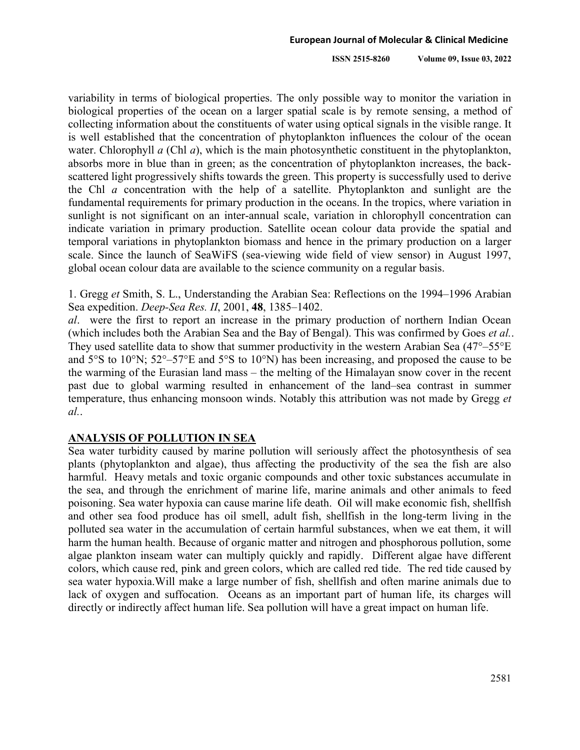variability in terms of biological properties. The only possible way to monitor the variation in biological properties of the ocean on a larger spatial scale is by remote sensing, a method of collecting information about the constituents of water using optical signals in the visible range. It is well established that the concentration of phytoplankton influences the colour of the ocean water. Chlorophyll *a* (Chl *a*), which is the main photosynthetic constituent in the phytoplankton, absorbs more in blue than in green; as the concentration of phytoplankton increases, the back-scattered light progressively shifts towards the green. This property is successfully used to derive the Chl *a* concentration with the help of a satellite. Phytoplankton and sunlight are the fundamental requirements for primary production in the oceans. In the tropics, where variation in sunlight is not significant on an inter-annual scale, variation in chlorophyll concentration can indicate variation in primary production. Satellite ocean colour data provide the spatial and temporal variations in phytoplankton biomass and hence in the primary production on a larger scale. Since the launch of SeaWiFS (sea-viewing wide field of view sensor) in August 1997, global ocean colour data are available to the science community on a regular basis.

1. Gregg *et* Smith, S. L., Understanding the Arabian Sea: Reflections on the 1994–1996 Arabian Sea expedition. *Deep-Sea Res. II*, 2001, **48**, 1385–1402.
*al*. were the first to report an increase in the primary production of northern Indian Ocean (which includes both the Arabian Sea and the Bay of Bengal). This was confirmed by Goes *et al.*. They used satellite data to show that summer productivity in the western Arabian Sea (47°–55°E and 5°S to 10°N; 52°–57°E and 5°S to 10°N) has been increasing, and proposed the cause to be the warming of the Eurasian land mass – the melting of the Himalayan snow cover in the recent past due to global warming resulted in enhancement of the land–sea contrast in summer temperature, thus enhancing monsoon winds. Notably this attribution was not made by Gregg *et al.*.

## ANALYSIS OF POLLUTION IN SEA

Sea water turbidity caused by marine pollution will seriously affect the photosynthesis of sea plants (phytoplankton and algae), thus affecting the productivity of the sea the fish are also harmful. Heavy metals and toxic organic compounds and other toxic substances accumulate in the sea, and through the enrichment of marine life, marine animals and other animals to feed poisoning. Sea water hypoxia can cause marine life death. Oil will make economic fish, shellfish and other sea food produce has oil smell, adult fish, shellfish in the long-term living in the polluted sea water in the accumulation of certain harmful substances, when we eat them, it will harm the human health. Because of organic matter and nitrogen and phosphorous pollution, some algae plankton inseam water can multiply quickly and rapidly. Different algae have different colors, which cause red, pink and green colors, which are called red tide. The red tide caused by sea water hypoxia.Will make a large number of fish, shellfish and often marine animals due to lack of oxygen and suffocation. Oceans as an important part of human life, its charges will directly or indirectly affect human life. Sea pollution will have a great impact on human life.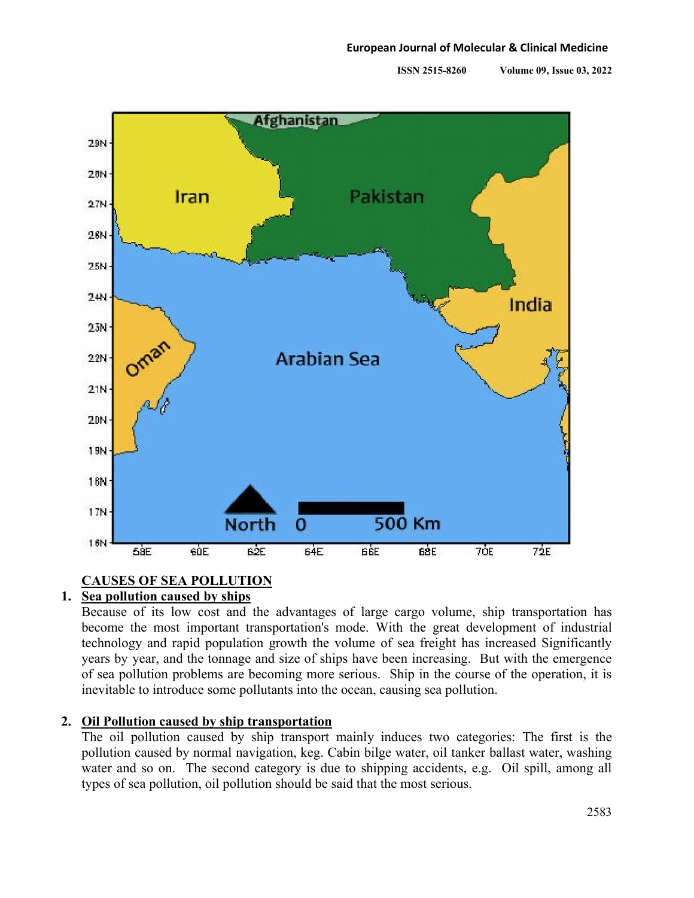## CAUSES OF SEA POLLUTION

1. **Sea pollution caused by ships**

   Because of its low cost and the advantages of large cargo volume, ship transportation has become the most important transportation's mode. With the great development of industrial technology and rapid population growth the volume of sea freight has increased Significantly years by year, and the tonnage and size of ships have been increasing. But with the emergence of sea pollution problems are becoming more serious. Ship in the course of the operation, it is inevitable to introduce some pollutants into the ocean, causing sea pollution.

2. **Oil Pollution caused by ship transportation**

   The oil pollution caused by ship transport mainly induces two categories: The first is the pollution caused by normal navigation, keg. Cabin bilge water, oil tanker ballast water, washing water and so on. The second category is due to shipping accidents, e.g. Oil spill, among all types of sea pollution, oil pollution should be said that the most serious.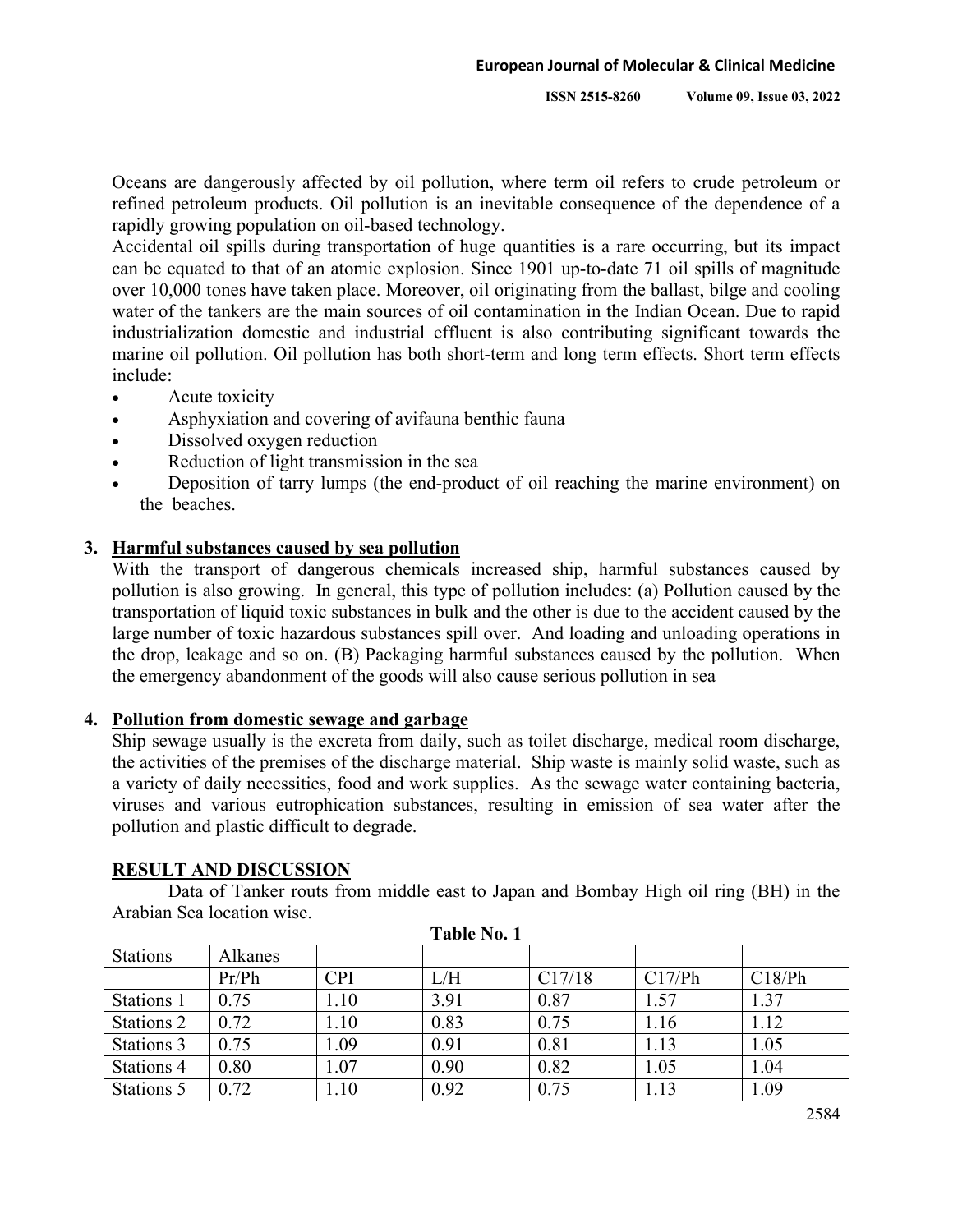Oceans are dangerously affected by oil pollution, where term oil refers to crude petroleum or refined petroleum products. Oil pollution is an inevitable consequence of the dependence of a rapidly growing population on oil-based technology.

Accidental oil spills during transportation of huge quantities is a rare occurring, but its impact can be equated to that of an atomic explosion. Since 1901 up-to-date 71 oil spills of magnitude over 10,000 tones have taken place. Moreover, oil originating from the ballast, bilge and cooling water of the tankers are the main sources of oil contamination in the Indian Ocean. Due to rapid industrialization domestic and industrial effluent is also contributing significant towards the marine oil pollution. Oil pollution has both short-term and long term effects. Short term effects include:

- Acute toxicity
- Asphyxiation and covering of avifauna benthic fauna
- Dissolved oxygen reduction
- Reduction of light transmission in the sea
- Deposition of tarry lumps (the end-product of oil reaching the marine environment) on the beaches.

## 3. Harmful substances caused by sea pollution

With the transport of dangerous chemicals increased ship, harmful substances caused by pollution is also growing. In general, this type of pollution includes: (a) Pollution caused by the transportation of liquid toxic substances in bulk and the other is due to the accident caused by the large number of toxic hazardous substances spill over. And loading and unloading operations in the drop, leakage and so on. (B) Packaging harmful substances caused by the pollution. When the emergency abandonment of the goods will also cause serious pollution in sea

## 4. Pollution from domestic sewage and garbage

Ship sewage usually is the excreta from daily, such as toilet discharge, medical room discharge, the activities of the premises of the discharge material. Ship waste is mainly solid waste, such as a variety of daily necessities, food and work supplies. As the sewage water containing bacteria, viruses and various eutrophication substances, resulting in emission of sea water after the pollution and plastic difficult to degrade.

## RESULT AND DISCUSSION

Data of Tanker routs from middle east to Japan and Bombay High oil ring (BH) in the Arabian Sea location wise.

**Table No. 1**

| Stations | Alkanes | | | | | |
|---|---|---|---|---|---|---|
| | Pr/Ph | CPI | L/H | C17/18 | C17/Ph | C18/Ph |
| Stations 1 | 0.75 | 1.10 | 3.91 | 0.87 | 1.57 | 1.37 |
| Stations 2 | 0.72 | 1.10 | 0.83 | 0.75 | 1.16 | 1.12 |
| Stations 3 | 0.75 | 1.09 | 0.91 | 0.81 | 1.13 | 1.05 |
| Stations 4 | 0.80 | 1.07 | 0.90 | 0.82 | 1.05 | 1.04 |
| Stations 5 | 0.72 | 1.10 | 0.92 | 0.75 | 1.13 | 1.09 |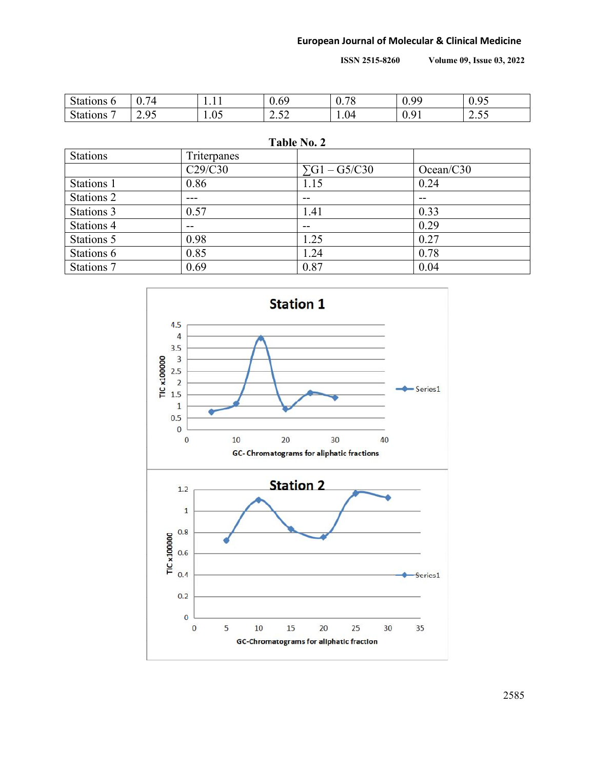| | | | | | | |
|---|---|---|---|---|---|---|
| Stations 6 | 0.74 | 1.11 | 0.69 | 0.78 | 0.99 | 0.95 |
| Stations 7 | 2.95 | 1.05 | 2.52 | 1.04 | 0.91 | 2.55 |

**Table No. 2**

| Stations | Triterpanes | | |
|---|---|---|---|
| | C29/C30 | ∑G1 – G5/C30 | Ocean/C30 |
| Stations 1 | 0.86 | 1.15 | 0.24 |
| Stations 2 | --- | -- | -- |
| Stations 3 | 0.57 | 1.41 | 0.33 |
| Stations 4 | -- | -- | 0.29 |
| Stations 5 | 0.98 | 1.25 | 0.27 |
| Stations 6 | 0.85 | 1.24 | 0.78 |
| Stations 7 | 0.69 | 0.87 | 0.04 |

**Station 1**

GC- Chromatograms for aliphatic fractions

**Station 2**

GC-Chromatograms for allphatic fraction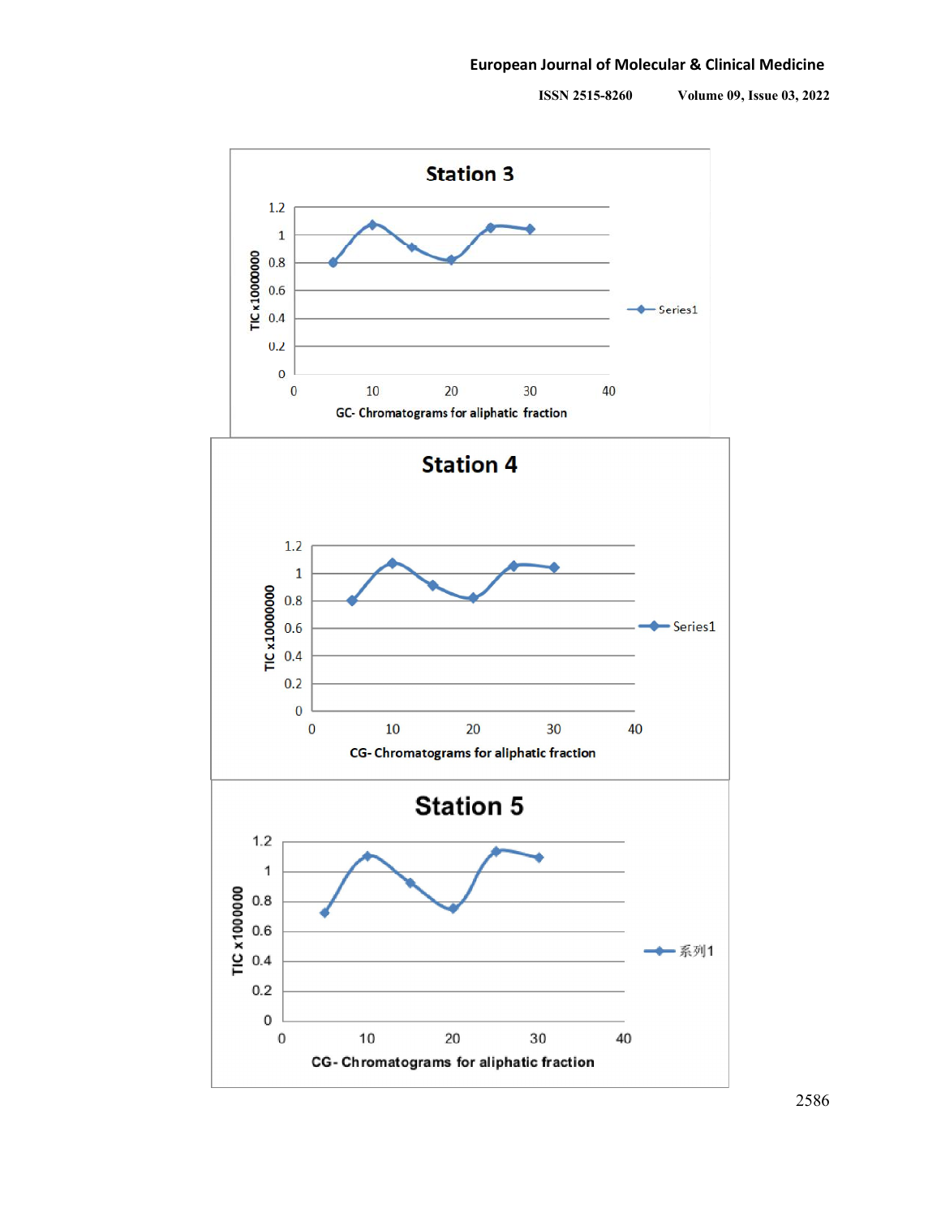Station 3

1.2
1
0.8
0.6
0.4
0.2
0

TIC x10000000

0 10 20 30 40

GC- Chromatograms for aliphatic fraction

Series1

Station 4

1.2
1
0.8
0.6
0.4
0.2
0

TIC x10000000

0 10 20 30 40

CG- Chromatograms for aliphatic fraction

Series1

Station 5

1.2
1
0.8
0.6
0.4
0.2
0

TIC x1000000

0 10 20 30 40

CG- Chromatograms for aliphatic fraction

系列1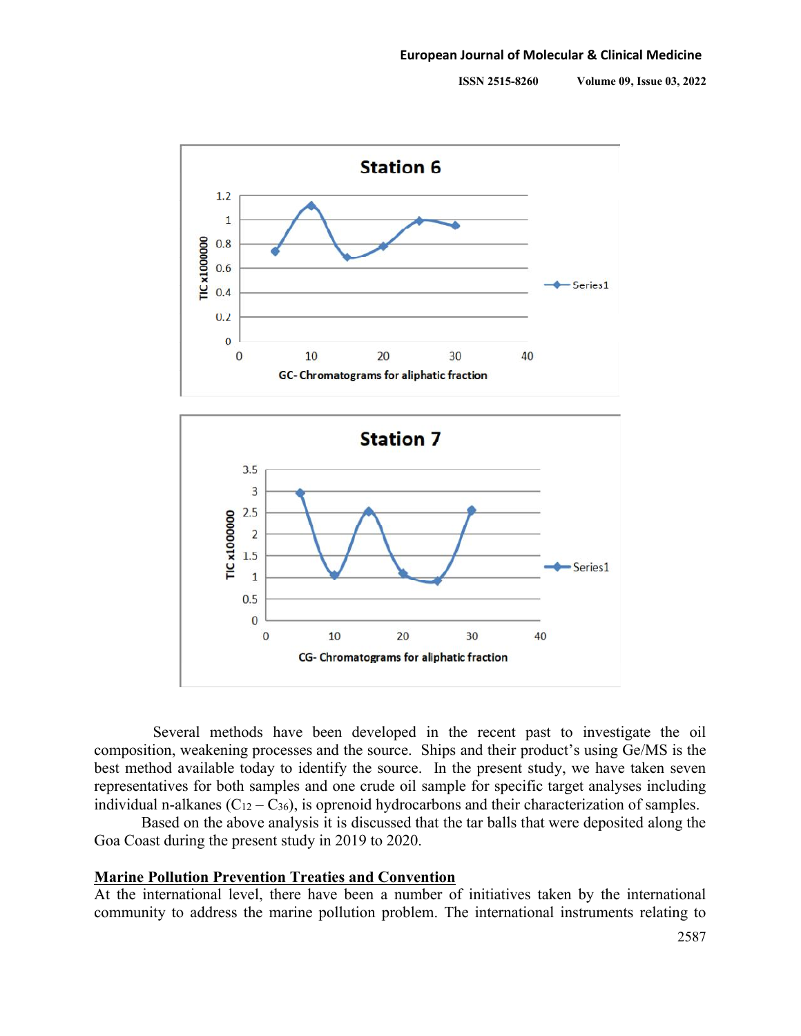Station 6

| GC- Chromatograms for aliphatic fraction | TIC x1000000 (Series1) |
|---|---|
| 5 | 0.74 |
| 10 | 1.11 |
| 15 | 0.69 |
| 20 | 0.78 |
| 25 | 0.99 |
| 30 | 0.95 |

Station 7

| CG- Chromatograms for aliphatic fraction | TIC x1000000 (Series1) |
|---|---|
| 5 | 2.95 |
| 10 | 1.05 |
| 15 | 2.5 |
| 20 | 1.1 |
| 25 | 0.92 |
| 30 | 2.55 |

Several methods have been developed in the recent past to investigate the oil composition, weakening processes and the source. Ships and their product's using Ge/MS is the best method available today to identify the source. In the present study, we have taken seven representatives for both samples and one crude oil sample for specific target analyses including individual n-alkanes ($C_{12} – C_{36}$), is oprenoid hydrocarbons and their characterization of samples.

Based on the above analysis it is discussed that the tar balls that were deposited along the Goa Coast during the present study in 2019 to 2020.

## Marine Pollution Prevention Treaties and Convention

At the international level, there have been a number of initiatives taken by the international community to address the marine pollution problem. The international instruments relating to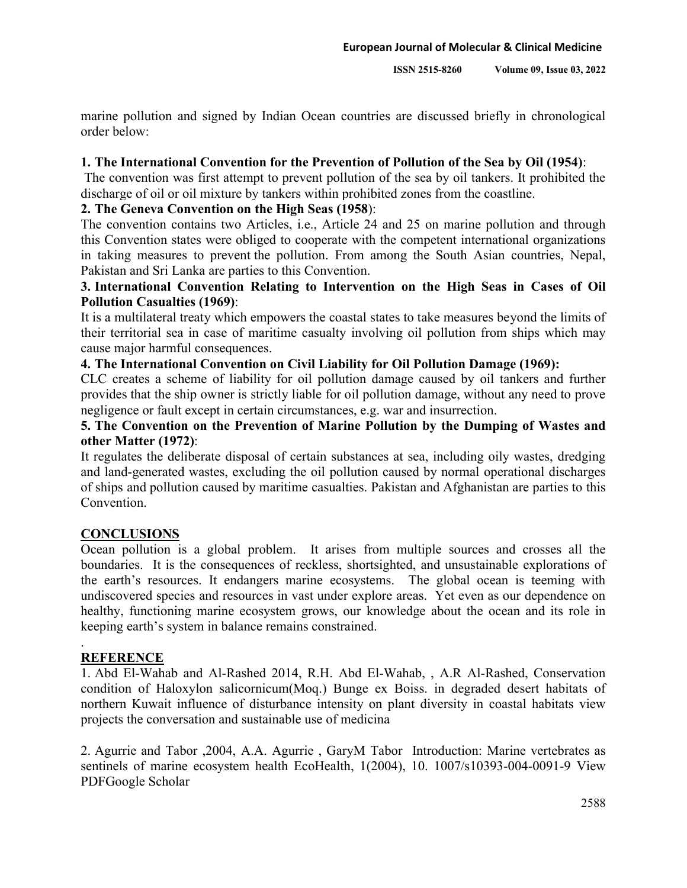marine pollution and signed by Indian Ocean countries are discussed briefly in chronological order below:

**1. The International Convention for the Prevention of Pollution of the Sea by Oil (1954)**:

The convention was first attempt to prevent pollution of the sea by oil tankers. It prohibited the discharge of oil or oil mixture by tankers within prohibited zones from the coastline.

**2. The Geneva Convention on the High Seas (1958**):

The convention contains two Articles, i.e., Article 24 and 25 on marine pollution and through this Convention states were obliged to cooperate with the competent international organizations in taking measures to prevent the pollution. From among the South Asian countries, Nepal, Pakistan and Sri Lanka are parties to this Convention.

**3. International Convention Relating to Intervention on the High Seas in Cases of Oil Pollution Casualties (1969)**:

It is a multilateral treaty which empowers the coastal states to take measures beyond the limits of their territorial sea in case of maritime casualty involving oil pollution from ships which may cause major harmful consequences.

**4. The International Convention on Civil Liability for Oil Pollution Damage (1969):**

CLC creates a scheme of liability for oil pollution damage caused by oil tankers and further provides that the ship owner is strictly liable for oil pollution damage, without any need to prove negligence or fault except in certain circumstances, e.g. war and insurrection.

**5. The Convention on the Prevention of Marine Pollution by the Dumping of Wastes and other Matter (1972)**:

It regulates the deliberate disposal of certain substances at sea, including oily wastes, dredging and land-generated wastes, excluding the oil pollution caused by normal operational discharges of ships and pollution caused by maritime casualties. Pakistan and Afghanistan are parties to this Convention.

## CONCLUSIONS

Ocean pollution is a global problem. It arises from multiple sources and crosses all the boundaries. It is the consequences of reckless, shortsighted, and unsustainable explorations of the earth's resources. It endangers marine ecosystems. The global ocean is teeming with undiscovered species and resources in vast under explore areas. Yet even as our dependence on healthy, functioning marine ecosystem grows, our knowledge about the ocean and its role in keeping earth's system in balance remains constrained.

.

## REFERENCE

1. Abd El-Wahab and Al-Rashed 2014, R.H. Abd El-Wahab, , A.R Al-Rashed, Conservation condition of Haloxylon salicornicum(Moq.) Bunge ex Boiss. in degraded desert habitats of northern Kuwait influence of disturbance intensity on plant diversity in coastal habitats view projects the conversation and sustainable use of medicina

2. Agurrie and Tabor ,2004, A.A. Agurrie , GaryM Tabor Introduction: Marine vertebrates as sentinels of marine ecosystem health EcoHealth, 1(2004), 10. 1007/s10393-004-0091-9 View PDFGoogle Scholar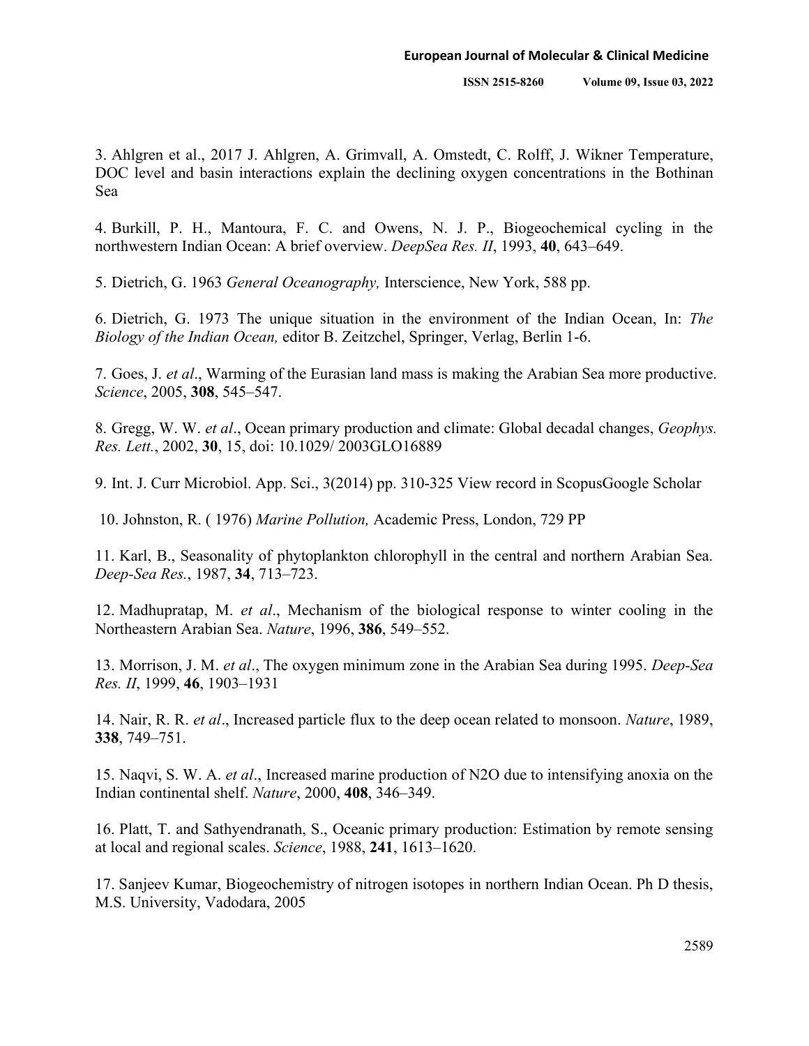3. Ahlgren et al., 2017 J. Ahlgren, A. Grimvall, A. Omstedt, C. Rolff, J. Wikner Temperature, DOC level and basin interactions explain the declining oxygen concentrations in the Bothinan Sea

4. Burkill, P. H., Mantoura, F. C. and Owens, N. J. P., Biogeochemical cycling in the northwestern Indian Ocean: A brief overview. *DeepSea Res. II*, 1993, **40**, 643–649.

5. Dietrich, G. 1963 *General Oceanography,* Interscience, New York, 588 pp.

6. Dietrich, G. 1973 The unique situation in the environment of the Indian Ocean, In: *The Biology of the Indian Ocean,* editor B. Zeitzchel, Springer, Verlag, Berlin 1-6.

7. Goes, J. *et al*., Warming of the Eurasian land mass is making the Arabian Sea more productive. *Science*, 2005, **308**, 545–547.

8. Gregg, W. W. *et al*., Ocean primary production and climate: Global decadal changes, *Geophys. Res. Lett.*, 2002, **30**, 15, doi: 10.1029/ 2003GLO16889

9. Int. J. Curr Microbiol. App. Sci., 3(2014) pp. 310-325 View record in ScopusGoogle Scholar

10. Johnston, R. ( 1976) *Marine Pollution,* Academic Press, London, 729 PP

11. Karl, B., Seasonality of phytoplankton chlorophyll in the central and northern Arabian Sea. *Deep-Sea Res.*, 1987, **34**, 713–723.

12. Madhupratap, M. *et al*., Mechanism of the biological response to winter cooling in the Northeastern Arabian Sea. *Nature*, 1996, **386**, 549–552.

13. Morrison, J. M. *et al*., The oxygen minimum zone in the Arabian Sea during 1995. *Deep-Sea Res. II*, 1999, **46**, 1903–1931

14. Nair, R. R. *et al*., Increased particle flux to the deep ocean related to monsoon. *Nature*, 1989, **338**, 749–751.

15. Naqvi, S. W. A. *et al*., Increased marine production of N2O due to intensifying anoxia on the Indian continental shelf. *Nature*, 2000, **408**, 346–349.

16. Platt, T. and Sathyendranath, S., Oceanic primary production: Estimation by remote sensing at local and regional scales. *Science*, 1988, **241**, 1613–1620.

17. Sanjeev Kumar, Biogeochemistry of nitrogen isotopes in northern Indian Ocean. Ph D thesis, M.S. University, Vadodara, 2005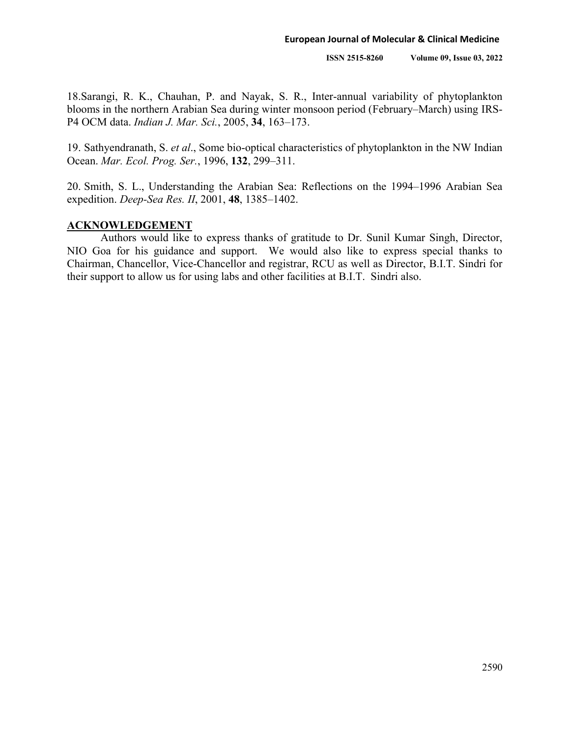18.Sarangi, R. K., Chauhan, P. and Nayak, S. R., Inter-annual variability of phytoplankton blooms in the northern Arabian Sea during winter monsoon period (February–March) using IRS-P4 OCM data. *Indian J. Mar. Sci.*, 2005, **34**, 163–173.

19. Sathyendranath, S. *et al*., Some bio-optical characteristics of phytoplankton in the NW Indian Ocean. *Mar. Ecol. Prog. Ser.*, 1996, **132**, 299–311.

20. Smith, S. L., Understanding the Arabian Sea: Reflections on the 1994–1996 Arabian Sea expedition. *Deep-Sea Res. II*, 2001, **48**, 1385–1402.

## ACKNOWLEDGEMENT

Authors would like to express thanks of gratitude to Dr. Sunil Kumar Singh, Director, NIO Goa for his guidance and support. We would also like to express special thanks to Chairman, Chancellor, Vice-Chancellor and registrar, RCU as well as Director, B.I.T. Sindri for their support to allow us for using labs and other facilities at B.I.T. Sindri also.